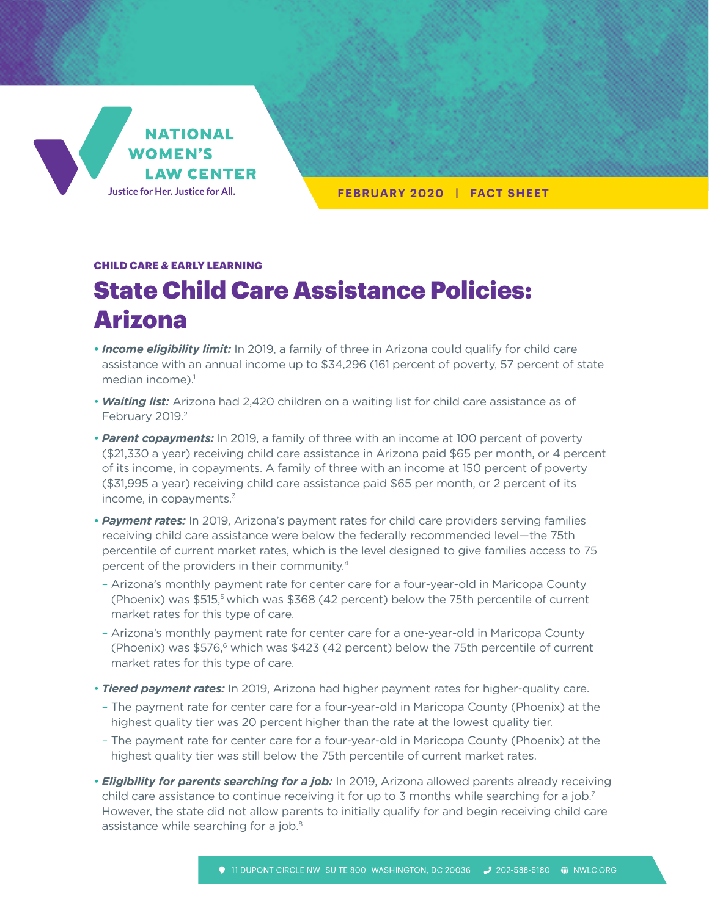NATIONAL WOMEN'S LAW CENTER

Justice for Her. Justice for All.

FEBRUARY 2020 | FACT SHEET

CHILD CARE & EARLY LEARNING

# State Child Care Assistance Policies: Arizona

- ***Income eligibility limit:*** In 2019, a family of three in Arizona could qualify for child care assistance with an annual income up to $34,296 (161 percent of poverty, 57 percent of state median income).[1]
- ***Waiting list:*** Arizona had 2,420 children on a waiting list for child care assistance as of February 2019.[2]
- ***Parent copayments:*** In 2019, a family of three with an income at 100 percent of poverty ($21,330 a year) receiving child care assistance in Arizona paid $65 per month, or 4 percent of its income, in copayments. A family of three with an income at 150 percent of poverty ($31,995 a year) receiving child care assistance paid $65 per month, or 2 percent of its income, in copayments.[3]
- ***Payment rates:*** In 2019, Arizona's payment rates for child care providers serving families receiving child care assistance were below the federally recommended level—the 75th percentile of current market rates, which is the level designed to give families access to 75 percent of the providers in their community.[4]
  - Arizona's monthly payment rate for center care for a four-year-old in Maricopa County (Phoenix) was $515,[5] which was $368 (42 percent) below the 75th percentile of current market rates for this type of care.
  - Arizona's monthly payment rate for center care for a one-year-old in Maricopa County (Phoenix) was $576,[6] which was $423 (42 percent) below the 75th percentile of current market rates for this type of care.
- ***Tiered payment rates:*** In 2019, Arizona had higher payment rates for higher-quality care.
  - The payment rate for center care for a four-year-old in Maricopa County (Phoenix) at the highest quality tier was 20 percent higher than the rate at the lowest quality tier.
  - The payment rate for center care for a four-year-old in Maricopa County (Phoenix) at the highest quality tier was still below the 75th percentile of current market rates.
- ***Eligibility for parents searching for a job:*** In 2019, Arizona allowed parents already receiving child care assistance to continue receiving it for up to 3 months while searching for a job.[7] However, the state did not allow parents to initially qualify for and begin receiving child care assistance while searching for a job.[8]

11 DUPONT CIRCLE NW SUITE 800 WASHINGTON, DC 20036 | 202-588-5180 | NWLC.ORG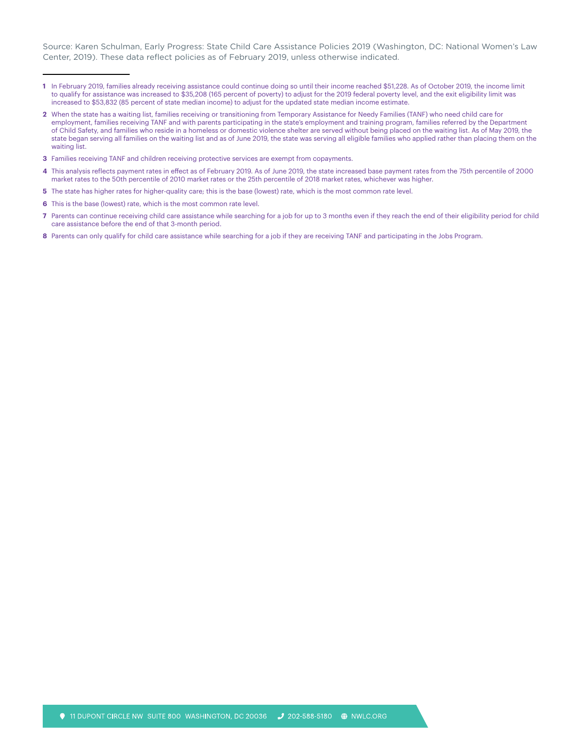Source: Karen Schulman, Early Progress: State Child Care Assistance Policies 2019 (Washington, DC: National Women's Law Center, 2019). These data reflect policies as of February 2019, unless otherwise indicated.

---

**1** In February 2019, families already receiving assistance could continue doing so until their income reached $51,228. As of October 2019, the income limit to qualify for assistance was increased to $35,208 (165 percent of poverty) to adjust for the 2019 federal poverty level, and the exit eligibility limit was increased to $53,832 (85 percent of state median income) to adjust for the updated state median income estimate.

**2** When the state has a waiting list, families receiving or transitioning from Temporary Assistance for Needy Families (TANF) who need child care for employment, families receiving TANF and with parents participating in the state's employment and training program, families referred by the Department of Child Safety, and families who reside in a homeless or domestic violence shelter are served without being placed on the waiting list. As of May 2019, the state began serving all families on the waiting list and as of June 2019, the state was serving all eligible families who applied rather than placing them on the waiting list.

**3** Families receiving TANF and children receiving protective services are exempt from copayments.

**4** This analysis reflects payment rates in effect as of February 2019. As of June 2019, the state increased base payment rates from the 75th percentile of 2000 market rates to the 50th percentile of 2010 market rates or the 25th percentile of 2018 market rates, whichever was higher.

**5** The state has higher rates for higher-quality care; this is the base (lowest) rate, which is the most common rate level.

**6** This is the base (lowest) rate, which is the most common rate level.

**7** Parents can continue receiving child care assistance while searching for a job for up to 3 months even if they reach the end of their eligibility period for child care assistance before the end of that 3-month period.

**8** Parents can only qualify for child care assistance while searching for a job if they are receiving TANF and participating in the Jobs Program.